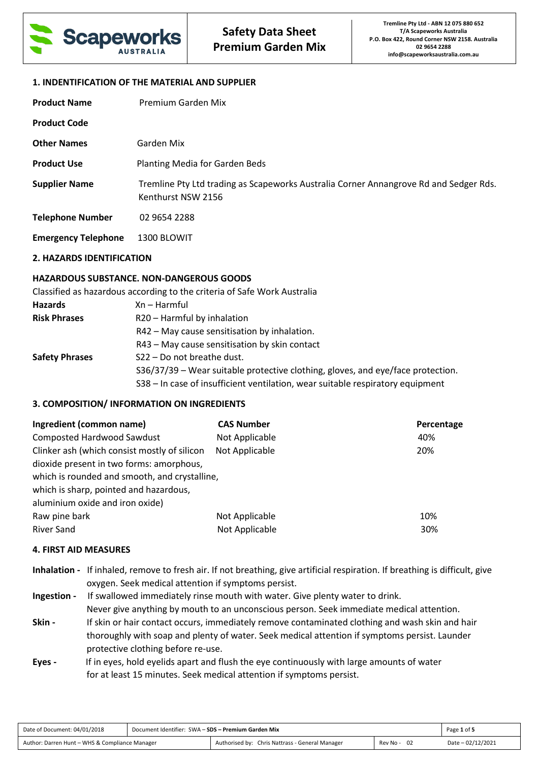Scapeworks AUSTRALIA

**Safety Data Sheet**
**Premium Garden Mix**

**Tremline Pty Ltd - ABN 12 075 880 652**
**T/A Scapeworks Australia**
**P.O. Box 422, Round Corner NSW 2158. Australia**
**02 9654 2288**
**info@scapeworksaustralia.com.au**

## 1. INDENTIFICATION OF THE MATERIAL AND SUPPLIER

**Product Name** Premium Garden Mix

**Product Code**

**Other Names** Garden Mix

**Product Use** Planting Media for Garden Beds

**Supplier Name** Tremline Pty Ltd trading as Scapeworks Australia Corner Annangrove Rd and Sedger Rds. Kenthurst NSW 2156

**Telephone Number** 02 9654 2288

**Emergency Telephone** 1300 BLOWIT

## 2. HAZARDS IDENTIFICATION

### HAZARDOUS SUBSTANCE. NON-DANGEROUS GOODS

Classified as hazardous according to the criteria of Safe Work Australia

**Hazards** Xn – Harmful

**Risk Phrases**
R20 – Harmful by inhalation
R42 – May cause sensitisation by inhalation.
R43 – May cause sensitisation by skin contact

**Safety Phrases**
S22 – Do not breathe dust.
S36/37/39 – Wear suitable protective clothing, gloves, and eye/face protection.
S38 – In case of insufficient ventilation, wear suitable respiratory equipment

## 3. COMPOSITION/ INFORMATION ON INGREDIENTS

| Ingredient (common name) | CAS Number | Percentage |
|---|---|---|
| Composted Hardwood Sawdust | Not Applicable | 40% |
| Clinker ash (which consist mostly of silicon dioxide present in two forms: amorphous, which is rounded and smooth, and crystalline, which is sharp, pointed and hazardous, aluminium oxide and iron oxide) | Not Applicable | 20% |
| Raw pine bark | Not Applicable | 10% |
| River Sand | Not Applicable | 30% |

## 4. FIRST AID MEASURES

**Inhalation -** If inhaled, remove to fresh air. If not breathing, give artificial respiration. If breathing is difficult, give oxygen. Seek medical attention if symptoms persist.

**Ingestion -** If swallowed immediately rinse mouth with water. Give plenty water to drink. Never give anything by mouth to an unconscious person. Seek immediate medical attention.

**Skin -** If skin or hair contact occurs, immediately remove contaminated clothing and wash skin and hair thoroughly with soap and plenty of water. Seek medical attention if symptoms persist. Launder protective clothing before re-use.

**Eyes -** If in eyes, hold eyelids apart and flush the eye continuously with large amounts of water for at least 15 minutes. Seek medical attention if symptoms persist.

| Date of Document: 04/01/2018 | Document Identifier: SWA – **SDS – Premium Garden Mix** | | |
|---|---|---|---|
| Author: Darren Hunt – WHS & Compliance Manager | Authorised by: Chris Nattrass - General Manager | Rev No - 02 | Date – 02/12/2021 |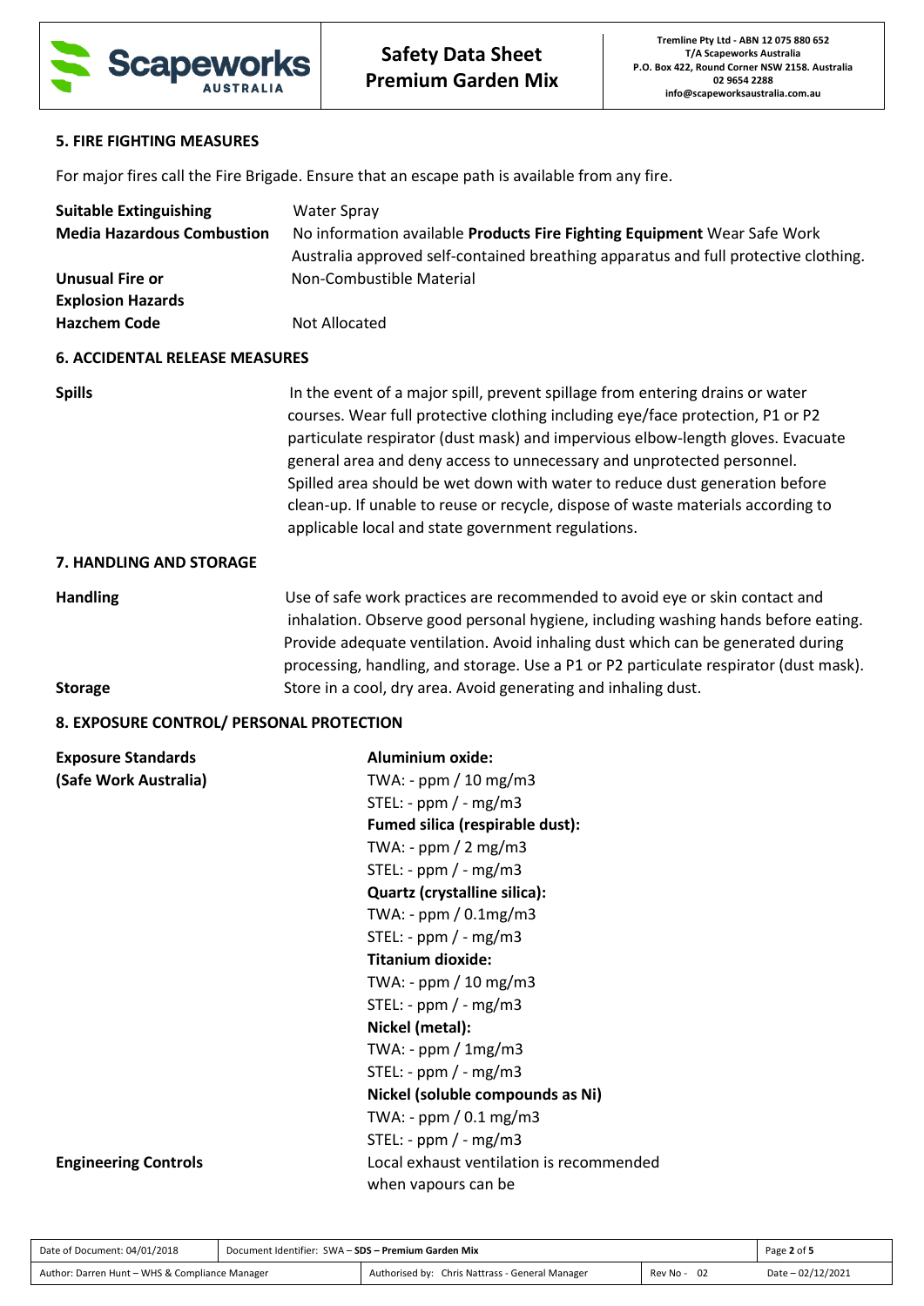## 5. FIRE FIGHTING MEASURES

For major fires call the Fire Brigade. Ensure that an escape path is available from any fire.

**Suitable Extinguishing** Water Spray

**Media Hazardous Combustion** No information available **Products Fire Fighting Equipment** Wear Safe Work Australia approved self-contained breathing apparatus and full protective clothing.

**Unusual Fire or Explosion Hazards** Non-Combustible Material

**Hazchem Code** Not Allocated

## 6. ACCIDENTAL RELEASE MEASURES

**Spills** In the event of a major spill, prevent spillage from entering drains or water courses. Wear full protective clothing including eye/face protection, P1 or P2 particulate respirator (dust mask) and impervious elbow-length gloves. Evacuate general area and deny access to unnecessary and unprotected personnel. Spilled area should be wet down with water to reduce dust generation before clean-up. If unable to reuse or recycle, dispose of waste materials according to applicable local and state government regulations.

## 7. HANDLING AND STORAGE

**Handling** Use of safe work practices are recommended to avoid eye or skin contact and inhalation. Observe good personal hygiene, including washing hands before eating. Provide adequate ventilation. Avoid inhaling dust which can be generated during processing, handling, and storage. Use a P1 or P2 particulate respirator (dust mask).

**Storage** Store in a cool, dry area. Avoid generating and inhaling dust.

## 8. EXPOSURE CONTROL/ PERSONAL PROTECTION

**Exposure Standards (Safe Work Australia)**

**Aluminium oxide:**
TWA: - ppm / 10 mg/m3
STEL: - ppm / - mg/m3

**Fumed silica (respirable dust):**
TWA: - ppm / 2 mg/m3
STEL: - ppm / - mg/m3

**Quartz (crystalline silica):**
TWA: - ppm / 0.1mg/m3
STEL: - ppm / - mg/m3

**Titanium dioxide:**
TWA: - ppm / 10 mg/m3
STEL: - ppm / - mg/m3

**Nickel (metal):**
TWA: - ppm / 1mg/m3
STEL: - ppm / - mg/m3

**Nickel (soluble compounds as Ni)**
TWA: - ppm / 0.1 mg/m3
STEL: - ppm / - mg/m3

**Engineering Controls** Local exhaust ventilation is recommended when vapours can be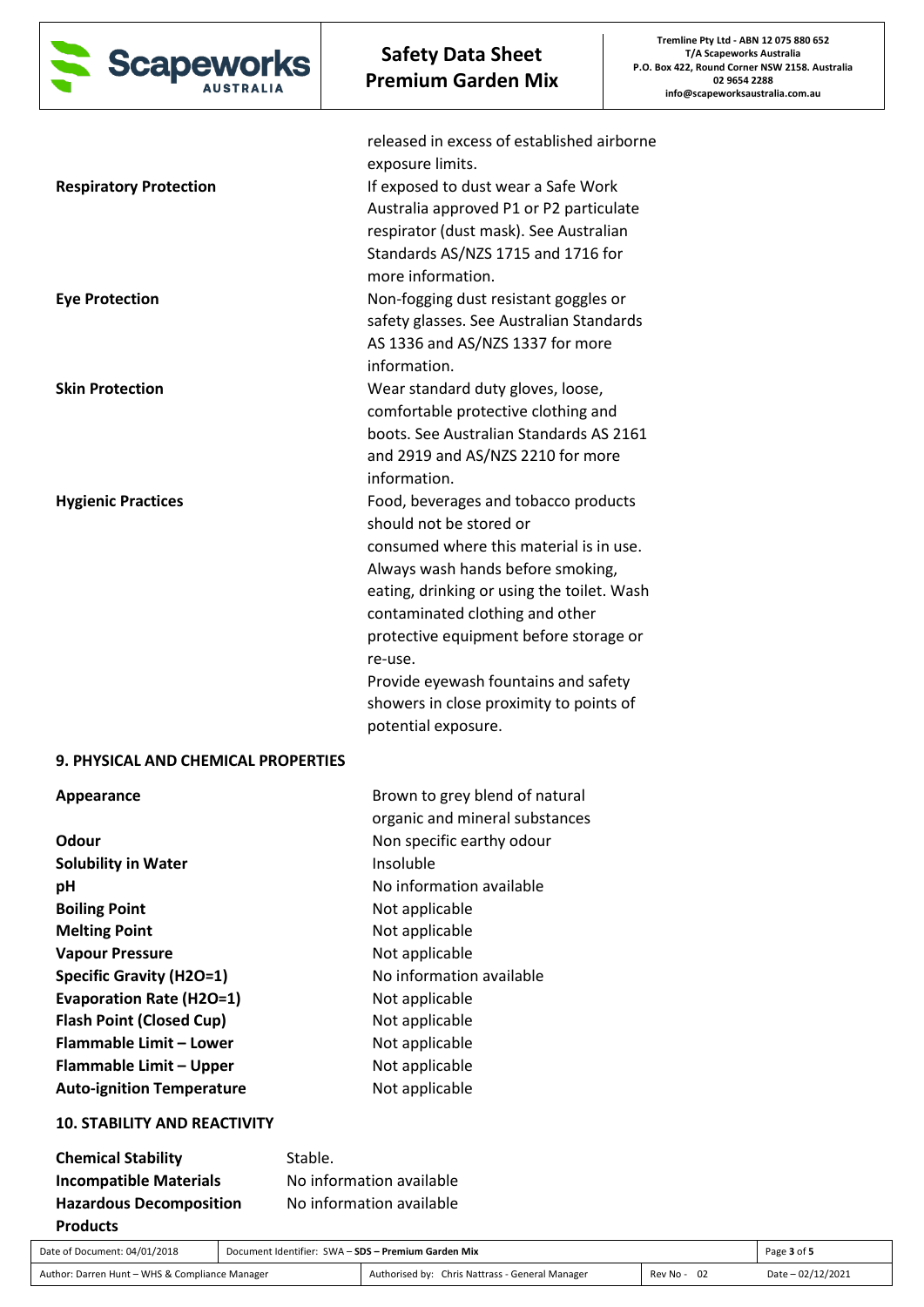| | |
|---|---|
| | released in excess of established airborne exposure limits. |
| **Respiratory Protection** | If exposed to dust wear a Safe Work Australia approved P1 or P2 particulate respirator (dust mask). See Australian Standards AS/NZS 1715 and 1716 for more information. |
| **Eye Protection** | Non-fogging dust resistant goggles or safety glasses. See Australian Standards AS 1336 and AS/NZS 1337 for more information. |
| **Skin Protection** | Wear standard duty gloves, loose, comfortable protective clothing and boots. See Australian Standards AS 2161 and 2919 and AS/NZS 2210 for more information. |
| **Hygienic Practices** | Food, beverages and tobacco products should not be stored or consumed where this material is in use. Always wash hands before smoking, eating, drinking or using the toilet. Wash contaminated clothing and other protective equipment before storage or re-use. Provide eyewash fountains and safety showers in close proximity to points of potential exposure. |

## 9. PHYSICAL AND CHEMICAL PROPERTIES

| | |
|---|---|
| **Appearance** | Brown to grey blend of natural organic and mineral substances |
| **Odour** | Non specific earthy odour |
| **Solubility in Water** | Insoluble |
| **pH** | No information available |
| **Boiling Point** | Not applicable |
| **Melting Point** | Not applicable |
| **Vapour Pressure** | Not applicable |
| **Specific Gravity (H2O=1)** | No information available |
| **Evaporation Rate (H2O=1)** | Not applicable |
| **Flash Point (Closed Cup)** | Not applicable |
| **Flammable Limit – Lower** | Not applicable |
| **Flammable Limit – Upper** | Not applicable |
| **Auto-ignition Temperature** | Not applicable |

## 10. STABILITY AND REACTIVITY

| | |
|---|---|
| **Chemical Stability** | Stable. |
| **Incompatible Materials** | No information available |
| **Hazardous Decomposition Products** | No information available |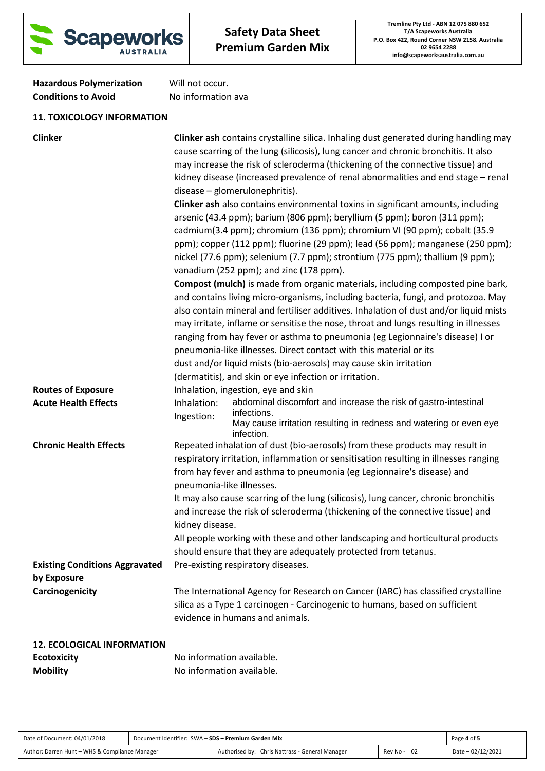**Hazardous Polymerization** Will not occur.

**Conditions to Avoid** No information ava

## 11. TOXICOLOGY INFORMATION

**Clinker**

**Clinker ash** contains crystalline silica. Inhaling dust generated during handling may cause scarring of the lung (silicosis), lung cancer and chronic bronchitis. It also may increase the risk of scleroderma (thickening of the connective tissue) and kidney disease (increased prevalence of renal abnormalities and end stage – renal disease – glomerulonephritis).

**Clinker ash** also contains environmental toxins in significant amounts, including arsenic (43.4 ppm); barium (806 ppm); beryllium (5 ppm); boron (311 ppm); cadmium(3.4 ppm); chromium (136 ppm); chromium VI (90 ppm); cobalt (35.9 ppm); copper (112 ppm); fluorine (29 ppm); lead (56 ppm); manganese (250 ppm); nickel (77.6 ppm); selenium (7.7 ppm); strontium (775 ppm); thallium (9 ppm); vanadium (252 ppm); and zinc (178 ppm).

**Compost (mulch)** is made from organic materials, including composted pine bark, and contains living micro-organisms, including bacteria, fungi, and protozoa. May also contain mineral and fertiliser additives. Inhalation of dust and/or liquid mists may irritate, inflame or sensitise the nose, throat and lungs resulting in illnesses ranging from hay fever or asthma to pneumonia (eg Legionnaire's disease) I or pneumonia-like illnesses. Direct contact with this material or its dust and/or liquid mists (bio-aerosols) may cause skin irritation (dermatitis), and skin or eye infection or irritation.

**Routes of Exposure** Inhalation, ingestion, eye and skin

**Acute Health Effects**

Inhalation: abdominal discomfort and increase the risk of gastro-intestinal infections.

Ingestion: May cause irritation resulting in redness and watering or even eye infection.

**Chronic Health Effects**

Repeated inhalation of dust (bio-aerosols) from these products may result in respiratory irritation, inflammation or sensitisation resulting in illnesses ranging from hay fever and asthma to pneumonia (eg Legionnaire's disease) and pneumonia-like illnesses.

It may also cause scarring of the lung (silicosis), lung cancer, chronic bronchitis and increase the risk of scleroderma (thickening of the connective tissue) and kidney disease.

All people working with these and other landscaping and horticultural products should ensure that they are adequately protected from tetanus.

**Existing Conditions Aggravated by Exposure** Pre-existing respiratory diseases.

**Carcinogenicity**

The International Agency for Research on Cancer (IARC) has classified crystalline silica as a Type 1 carcinogen - Carcinogenic to humans, based on sufficient evidence in humans and animals.

## 12. ECOLOGICAL INFORMATION

**Ecotoxicity** No information available.

**Mobility** No information available.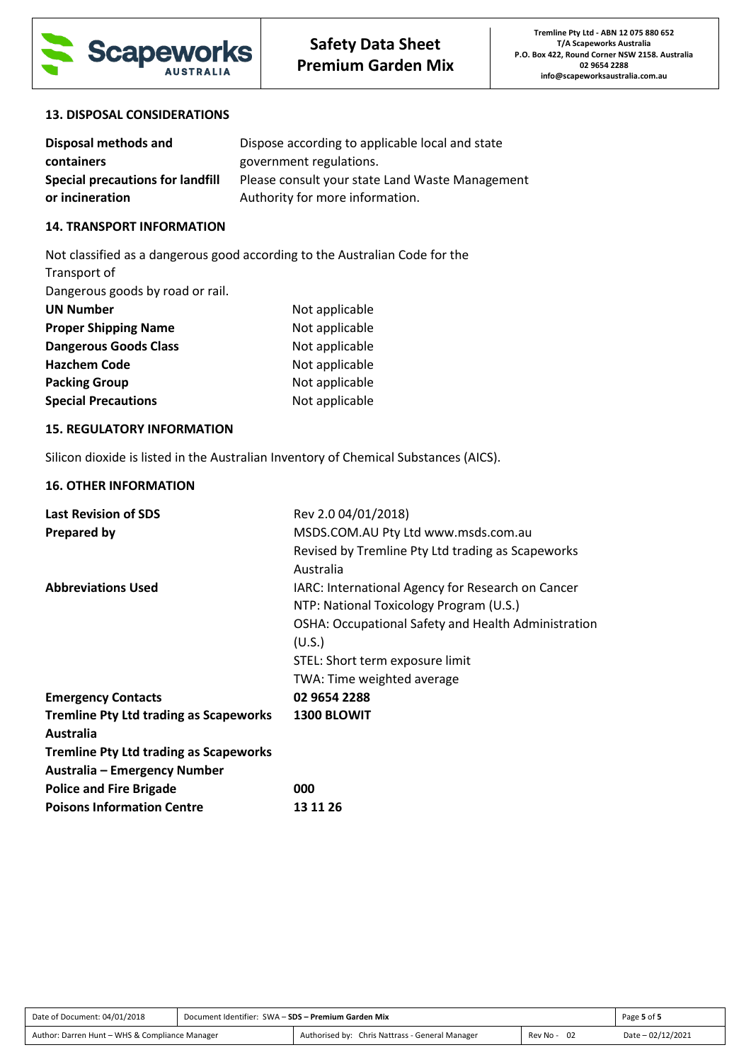### 13. DISPOSAL CONSIDERATIONS

| | |
|---|---|
| **Disposal methods and containers** | Dispose according to applicable local and state government regulations. |
| **Special precautions for landfill or incineration** | Please consult your state Land Waste Management Authority for more information. |

### 14. TRANSPORT INFORMATION

Not classified as a dangerous good according to the Australian Code for the Transport of Dangerous goods by road or rail.

| | |
|---|---|
| **UN Number** | Not applicable |
| **Proper Shipping Name** | Not applicable |
| **Dangerous Goods Class** | Not applicable |
| **Hazchem Code** | Not applicable |
| **Packing Group** | Not applicable |
| **Special Precautions** | Not applicable |

### 15. REGULATORY INFORMATION

Silicon dioxide is listed in the Australian Inventory of Chemical Substances (AICS).

### 16. OTHER INFORMATION

| | |
|---|---|
| **Last Revision of SDS** | Rev 2.0 04/01/2018) |
| **Prepared by** | MSDS.COM.AU Pty Ltd www.msds.com.au<br>Revised by Tremline Pty Ltd trading as Scapeworks Australia |
| **Abbreviations Used** | IARC: International Agency for Research on Cancer<br>NTP: National Toxicology Program (U.S.)<br>OSHA: Occupational Safety and Health Administration (U.S.)<br>STEL: Short term exposure limit<br>TWA: Time weighted average |
| **Emergency Contacts** | **02 9654 2288** |
| **Tremline Pty Ltd trading as Scapeworks Australia** | **1300 BLOWIT** |
| **Tremline Pty Ltd trading as Scapeworks Australia – Emergency Number** | |
| **Police and Fire Brigade** | **000** |
| **Poisons Information Centre** | **13 11 26** |